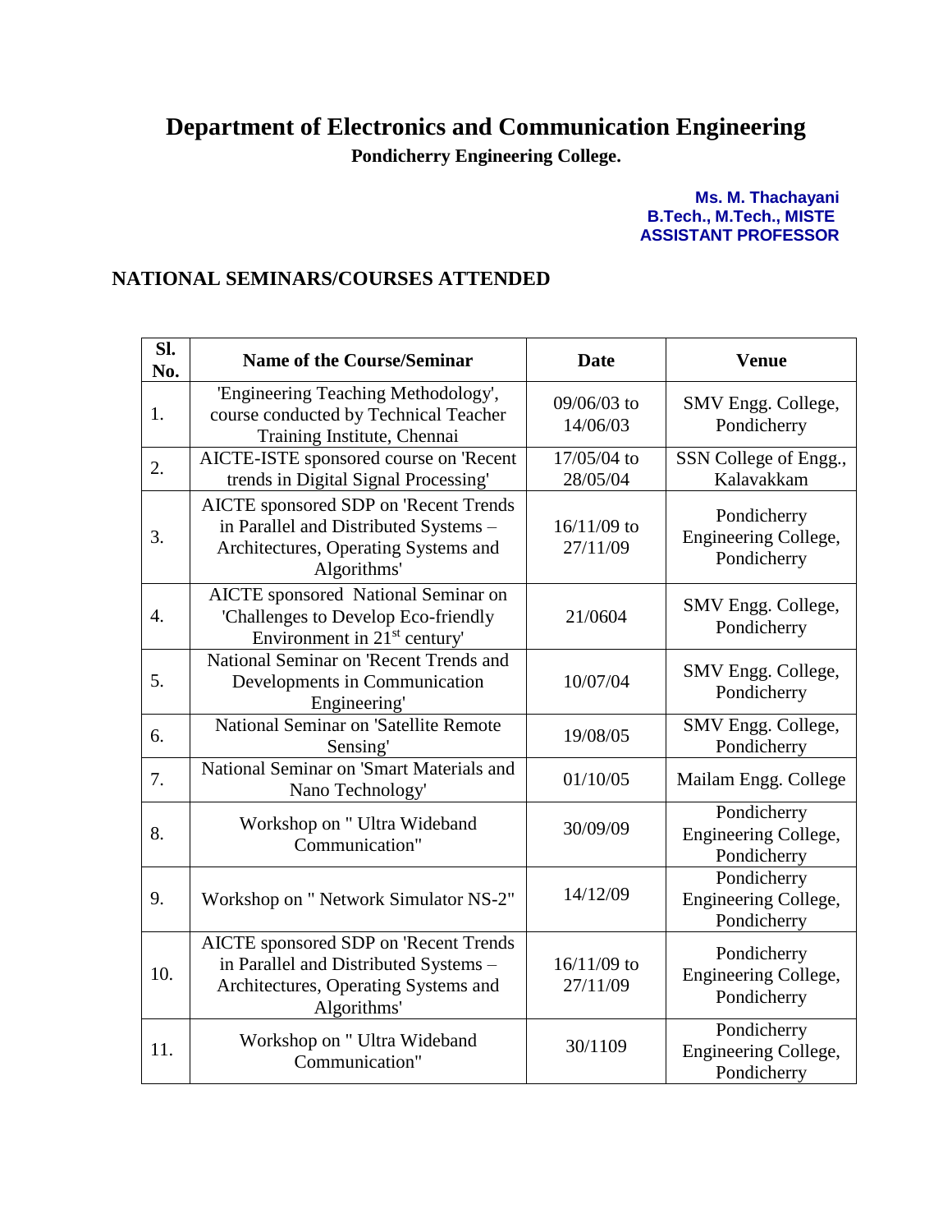# Department of Electronics and Communication Engineering

**Pondicherry Engineering College.**

**Ms. M. Thachayani**
**B.Tech., M.Tech., MISTE**
**ASSISTANT PROFESSOR**

## NATIONAL SEMINARS/COURSES ATTENDED

| Sl. No. | Name of the Course/Seminar | Date | Venue |
|---|---|---|---|
| 1. | 'Engineering Teaching Methodology', course conducted by Technical Teacher Training Institute, Chennai | 09/06/03 to 14/06/03 | SMV Engg. College, Pondicherry |
| 2. | AICTE-ISTE sponsored course on 'Recent trends in Digital Signal Processing' | 17/05/04 to 28/05/04 | SSN College of Engg., Kalavakkam |
| 3. | AICTE sponsored SDP on 'Recent Trends in Parallel and Distributed Systems – Architectures, Operating Systems and Algorithms' | 16/11/09 to 27/11/09 | Pondicherry Engineering College, Pondicherry |
| 4. | AICTE sponsored National Seminar on 'Challenges to Develop Eco-friendly Environment in 21st century' | 21/0604 | SMV Engg. College, Pondicherry |
| 5. | National Seminar on 'Recent Trends and Developments in Communication Engineering' | 10/07/04 | SMV Engg. College, Pondicherry |
| 6. | National Seminar on 'Satellite Remote Sensing' | 19/08/05 | SMV Engg. College, Pondicherry |
| 7. | National Seminar on 'Smart Materials and Nano Technology' | 01/10/05 | Mailam Engg. College |
| 8. | Workshop on " Ultra Wideband Communication" | 30/09/09 | Pondicherry Engineering College, Pondicherry |
| 9. | Workshop on " Network Simulator NS-2" | 14/12/09 | Pondicherry Engineering College, Pondicherry |
| 10. | AICTE sponsored SDP on 'Recent Trends in Parallel and Distributed Systems – Architectures, Operating Systems and Algorithms' | 16/11/09 to 27/11/09 | Pondicherry Engineering College, Pondicherry |
| 11. | Workshop on " Ultra Wideband Communication" | 30/1109 | Pondicherry Engineering College, Pondicherry |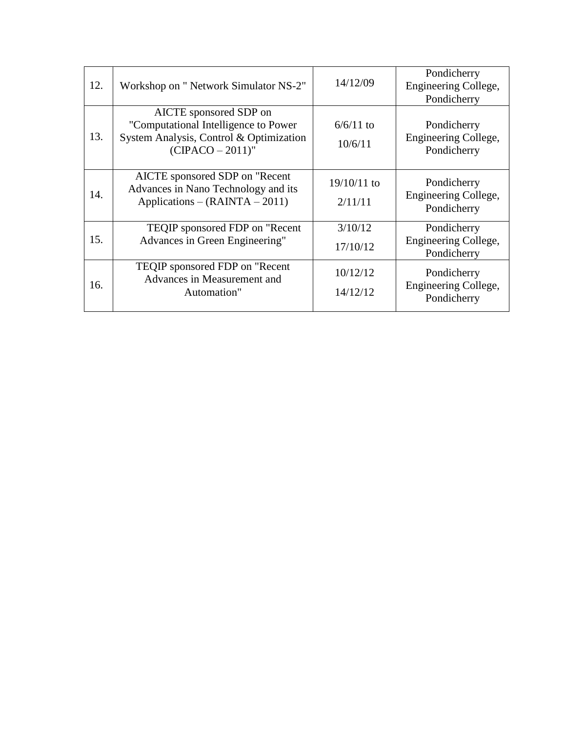| | | | |
|---|---|---|---|
| 12. | Workshop on " Network Simulator NS-2" | 14/12/09 | Pondicherry Engineering College, Pondicherry |
| 13. | AICTE sponsored SDP on "Computational Intelligence to Power System Analysis, Control & Optimization (CIPACO – 2011)" | 6/6/11 to 10/6/11 | Pondicherry Engineering College, Pondicherry |
| 14. | AICTE sponsored SDP on "Recent Advances in Nano Technology and its Applications – (RAINTA – 2011) | 19/10/11 to 2/11/11 | Pondicherry Engineering College, Pondicherry |
| 15. | TEQIP sponsored FDP on "Recent Advances in Green Engineering" | 3/10/12 17/10/12 | Pondicherry Engineering College, Pondicherry |
| 16. | TEQIP sponsored FDP on "Recent Advances in Measurement and Automation" | 10/12/12 14/12/12 | Pondicherry Engineering College, Pondicherry |